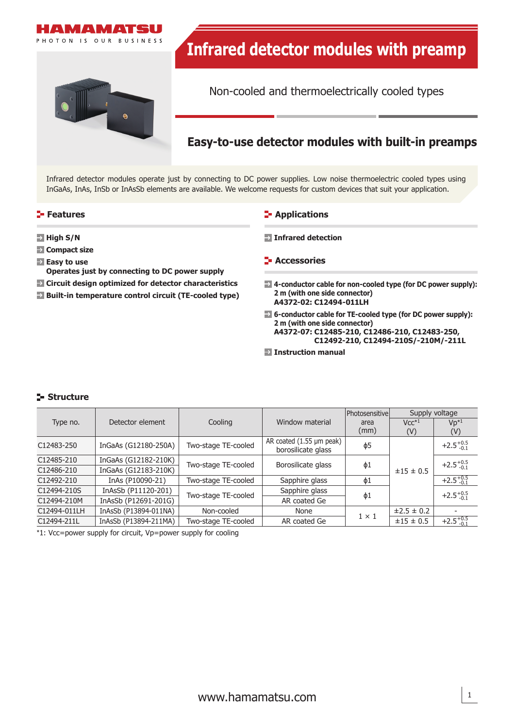HAMAMATSU

PHOTON IS OUR BUSINESS

# Infrared detector modules with preamp

Non-cooled and thermoelectrically cooled types

## Easy-to-use detector modules with built-in preamps

Infrared detector modules operate just by connecting to DC power supplies. Low noise thermoelectric cooled types using InGaAs, InAs, InSb or InAsSb elements are available. We welcome requests for custom devices that suit your application.

### Features

- **High S/N**
- **Compact size**
- **Easy to use**
  **Operates just by connecting to DC power supply**
- **Circuit design optimized for detector characteristics**
- **Built-in temperature control circuit (TE-cooled type)**

### Applications

- **Infrared detection**

### Accessories

- **4-conductor cable for non-cooled type (for DC power supply): 2 m (with one side connector)**
  **A4372-02: C12494-011LH**
- **6-conductor cable for TE-cooled type (for DC power supply): 2 m (with one side connector)**
  **A4372-07: C12485-210, C12486-210, C12483-250, C12492-210, C12494-210S/-210M/-211L**
- **Instruction manual**

### Structure

| Type no. | Detector element | Cooling | Window material | Photosensitive area (mm) | Supply voltage | |
|---|---|---|---|---|---|---|
| | | | | | Vcc*1 (V) | Vp*1 (V) |
| C12483-250 | InGaAs (G12180-250A) | Two-stage TE-cooled | AR coated (1.55 μm peak) borosilicate glass | ϕ5 | ±15 ± 0.5 | $+2.5^{+0.5}_{-0.1}$ |
| C12485-210 | InGaAs (G12182-210K) | Two-stage TE-cooled | Borosilicate glass | ϕ1 | ±15 ± 0.5 | $+2.5^{+0.5}_{-0.1}$ |
| C12486-210 | InGaAs (G12183-210K) | Two-stage TE-cooled | Borosilicate glass | ϕ1 | ±15 ± 0.5 | $+2.5^{+0.5}_{-0.1}$ |
| C12492-210 | InAs (P10090-21) | Two-stage TE-cooled | Sapphire glass | ϕ1 | ±15 ± 0.5 | $+2.5^{+0.5}_{-0.1}$ |
| C12494-210S | InAsSb (P11120-201) | Two-stage TE-cooled | Sapphire glass | ϕ1 | ±15 ± 0.5 | $+2.5^{+0.5}_{-0.1}$ |
| C12494-210M | InAsSb (P12691-201G) | Two-stage TE-cooled | AR coated Ge | ϕ1 | ±15 ± 0.5 | $+2.5^{+0.5}_{-0.1}$ |
| C12494-011LH | InAsSb (P13894-011NA) | Non-cooled | None | 1 × 1 | ±2.5 ± 0.2 | - |
| C12494-211L | InAsSb (P13894-211MA) | Two-stage TE-cooled | AR coated Ge | 1 × 1 | ±15 ± 0.5 | $+2.5^{+0.5}_{-0.1}$ |

*1: Vcc=power supply for circuit, Vp=power supply for cooling

www.hamamatsu.com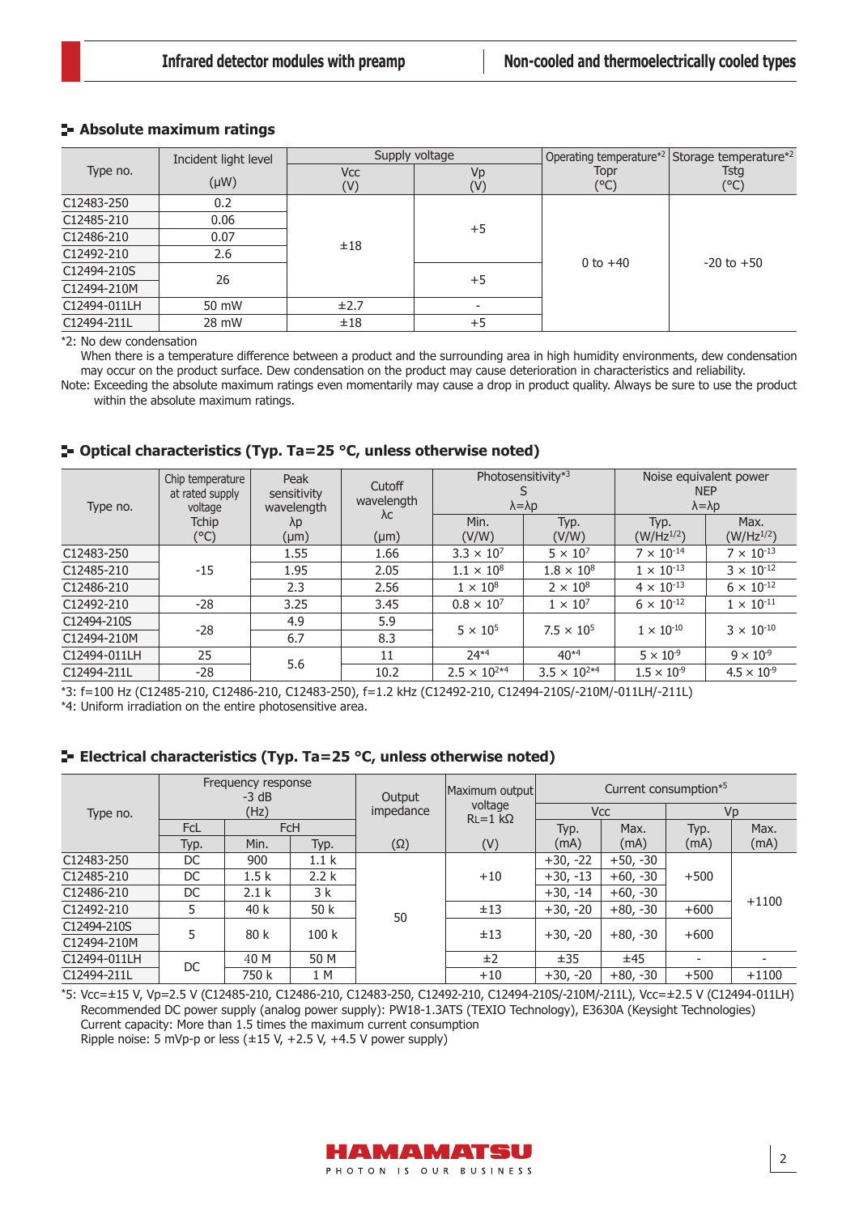## Absolute maximum ratings

| Type no. | Incident light level (μW) | Supply voltage | | Operating temperature*2 Topr (°C) | Storage temperature*2 Tstg (°C) |
|---|---|---|---|---|---|
| | | Vcc (V) | Vp (V) | | |
| C12483-250 | 0.2 | ±18 | +5 | 0 to +40 | -20 to +50 |
| C12485-210 | 0.06 | ±18 | +5 | 0 to +40 | -20 to +50 |
| C12486-210 | 0.07 | ±18 | +5 | 0 to +40 | -20 to +50 |
| C12492-210 | 2.6 | ±18 | +5 | 0 to +40 | -20 to +50 |
| C12494-210S | 26 | ±18 | +5 | 0 to +40 | -20 to +50 |
| C12494-210M | 26 | ±18 | +5 | 0 to +40 | -20 to +50 |
| C12494-011LH | 50 mW | ±2.7 | - | 0 to +40 | -20 to +50 |
| C12494-211L | 28 mW | ±18 | +5 | 0 to +40 | -20 to +50 |

*2: No dew condensation
When there is a temperature difference between a product and the surrounding area in high humidity environments, dew condensation may occur on the product surface. Dew condensation on the product may cause deterioration in characteristics and reliability.

Note: Exceeding the absolute maximum ratings even momentarily may cause a drop in product quality. Always be sure to use the product within the absolute maximum ratings.

## Optical characteristics (Typ. Ta=25 °C, unless otherwise noted)

| Type no. | Chip temperature at rated supply voltage Tchip (°C) | Peak sensitivity wavelength λp (μm) | Cutoff wavelength λc (μm) | Photosensitivity*3 S λ=λp | | Noise equivalent power NEP λ=λp | |
|---|---|---|---|---|---|---|---|
| | | | | Min. (V/W) | Typ. (V/W) | Typ. ($W/Hz^{1/2}$) | Max. ($W/Hz^{1/2}$) |
| C12483-250 | -15 | 1.55 | 1.66 | $3.3 \times 10^{7}$ | $5 \times 10^{7}$ | $7 \times 10^{-14}$ | $7 \times 10^{-13}$ |
| C12485-210 | -15 | 1.95 | 2.05 | $1.1 \times 10^{8}$ | $1.8 \times 10^{8}$ | $1 \times 10^{-13}$ | $3 \times 10^{-12}$ |
| C12486-210 | -15 | 2.3 | 2.56 | $1 \times 10^{8}$ | $2 \times 10^{8}$ | $4 \times 10^{-13}$ | $6 \times 10^{-12}$ |
| C12492-210 | -28 | 3.25 | 3.45 | $0.8 \times 10^{7}$ | $1 \times 10^{7}$ | $6 \times 10^{-12}$ | $1 \times 10^{-11}$ |
| C12494-210S | -28 | 4.9 | 5.9 | $5 \times 10^{5}$ | $7.5 \times 10^{5}$ | $1 \times 10^{-10}$ | $3 \times 10^{-10}$ |
| C12494-210M | -28 | 6.7 | 8.3 | $5 \times 10^{5}$ | $7.5 \times 10^{5}$ | $1 \times 10^{-10}$ | $3 \times 10^{-10}$ |
| C12494-011LH | 25 | 5.6 | 11 | 24*4 | 40*4 | $5 \times 10^{-9}$ | $9 \times 10^{-9}$ |
| C12494-211L | -28 | 5.6 | 10.2 | $2.5 \times 10^{2}$*4 | $3.5 \times 10^{2}$*4 | $1.5 \times 10^{-9}$ | $4.5 \times 10^{-9}$ |

*3: f=100 Hz (C12485-210, C12486-210, C12483-250), f=1.2 kHz (C12492-210, C12494-210S/-210M/-011LH/-211L)
*4: Uniform irradiation on the entire photosensitive area.

## Electrical characteristics (Typ. Ta=25 °C, unless otherwise noted)

| Type no. | Frequency response -3 dB (Hz) | | | Output impedance (Ω) | Maximum output voltage RL=1 kΩ (V) | Current consumption*5 | | | |
|---|---|---|---|---|---|---|---|---|---|
| | FcL | FcH | | | | Vcc | | Vp | |
| | Typ. | Min. | Typ. | | | Typ. (mA) | Max. (mA) | Typ. (mA) | Max. (mA) |
| C12483-250 | DC | 900 | 1.1 k | 50 | +10 | +30, -22 | +50, -30 | +500 | +1100 |
| C12485-210 | DC | 1.5 k | 2.2 k | 50 | +10 | +30, -13 | +60, -30 | +500 | +1100 |
| C12486-210 | DC | 2.1 k | 3 k | 50 | +10 | +30, -14 | +60, -30 | +500 | +1100 |
| C12492-210 | 5 | 40 k | 50 k | 50 | ±13 | +30, -20 | +80, -30 | +600 | +1100 |
| C12494-210S | 5 | 80 k | 100 k | 50 | ±13 | +30, -20 | +80, -30 | +600 | +1100 |
| C12494-210M | 5 | 80 k | 100 k | 50 | ±13 | +30, -20 | +80, -30 | +600 | +1100 |
| C12494-011LH | DC | 40 M | 50 M | 50 | ±2 | ±35 | ±45 | - | - |
| C12494-211L | DC | 750 k | 1 M | 50 | +10 | +30, -20 | +80, -30 | +500 | +1100 |

*5: Vcc=±15 V, Vp=2.5 V (C12485-210, C12486-210, C12483-250, C12492-210, C12494-210S/-210M/-211L), Vcc=±2.5 V (C12494-011LH)
Recommended DC power supply (analog power supply): PW18-1.3ATS (TEXIO Technology), E3630A (Keysight Technologies)
Current capacity: More than 1.5 times the maximum current consumption
Ripple noise: 5 mVp-p or less (±15 V, +2.5 V, +4.5 V power supply)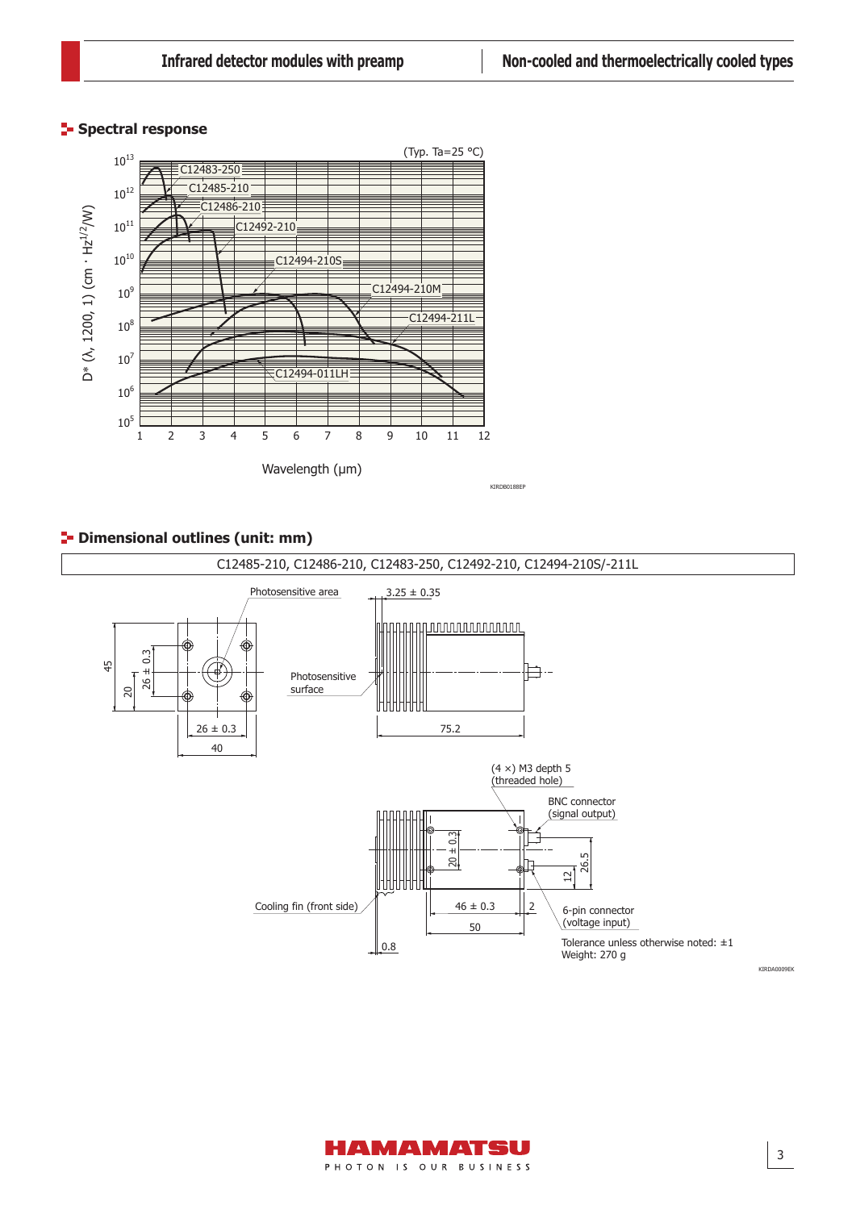## Spectral response

(Typ. Ta=25 °C)

D* (λ, 1200, 1) (cm · $Hz^{1/2}$/W)

C12483-250
C12485-210
C12486-210
C12492-210
C12494-210S
C12494-210M
C12494-211L
C12494-011LH

Wavelength (μm)

KIRDB0188EP

## Dimensional outlines (unit: mm)

C12485-210, C12486-210, C12483-250, C12492-210, C12494-210S/-211L

Photosensitive area
Photosensitive surface
3.25 ± 0.35
45
20
26 ± 0.3
26 ± 0.3
40
75.2

(4 ×) M3 depth 5 (threaded hole)
BNC connector (signal output)
20 ± 0.3
26.5
12
Cooling fin (front side)
46 ± 0.3
2
50
6-pin connector (voltage input)
0.8

Tolerance unless otherwise noted: ±1
Weight: 270 g

KIRDA0009EK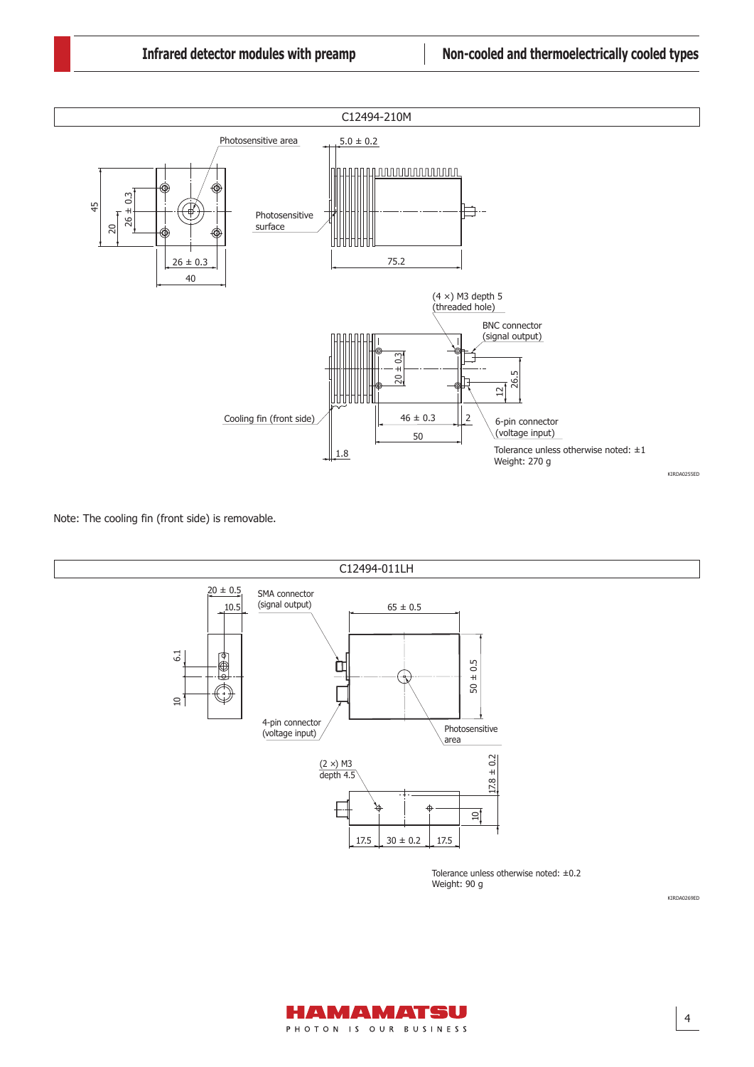## C12494-210M

Photosensitive area

5.0 ± 0.2

45

20

26 ± 0.3

Photosensitive surface

26 ± 0.3

40

75.2

(4 ×) M3 depth 5 (threaded hole)

BNC connector (signal output)

20 ± 0.3

26.5

12

Cooling fin (front side)

46 ± 0.3

2

50

6-pin connector (voltage input)

1.8

Tolerance unless otherwise noted: ±1
Weight: 270 g

KIRDA0255ED

Note: The cooling fin (front side) is removable.

## C12494-011LH

20 ± 0.5

10.5

SMA connector (signal output)

65 ± 0.5

6.1

10

50 ± 0.5

4-pin connector (voltage input)

Photosensitive area

(2 ×) M3 depth 4.5

17.8 ± 0.2

10

17.5

30 ± 0.2

17.5

Tolerance unless otherwise noted: ±0.2
Weight: 90 g

KIRDA0269ED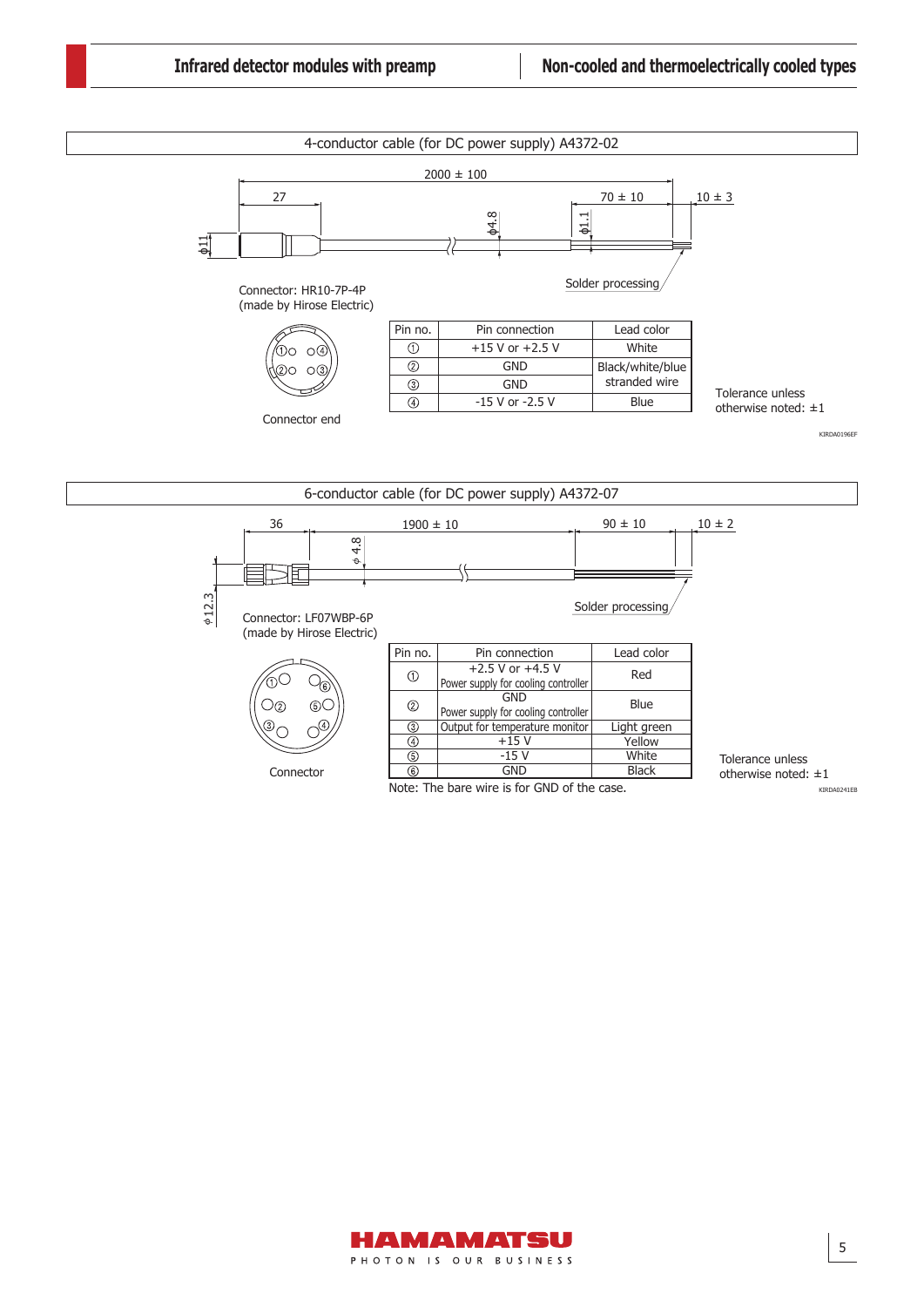## 4-conductor cable (for DC power supply) A4372-02

2000 ± 100

27

70 ± 10

10 ± 3

ϕ11

ϕ4.8

ϕ1.1

Solder processing

Connector: HR10-7P-4P
(made by Hirose Electric)

Connector end

| Pin no. | Pin connection | Lead color |
|---|---|---|
| ① | +15 V or +2.5 V | White |
| ② | GND | Black/white/blue stranded wire |
| ③ | GND | |
| ④ | -15 V or -2.5 V | Blue |

Tolerance unless otherwise noted: ±1

KIRDA0196EF

## 6-conductor cable (for DC power supply) A4372-07

36

1900 ± 10

90 ± 10

10 ± 2

ϕ 4.8

ϕ12.3

Solder processing

Connector: LF07WBP-6P
(made by Hirose Electric)

Connector

| Pin no. | Pin connection | Lead color |
|---|---|---|
| ① | +2.5 V or +4.5 V<br>Power supply for cooling controller | Red |
| ② | GND<br>Power supply for cooling controller | Blue |
| ③ | Output for temperature monitor | Light green |
| ④ | +15 V | Yellow |
| ⑤ | -15 V | White |
| ⑥ | GND | Black |

Note: The bare wire is for GND of the case.

Tolerance unless otherwise noted: ±1

KIRDA0241EB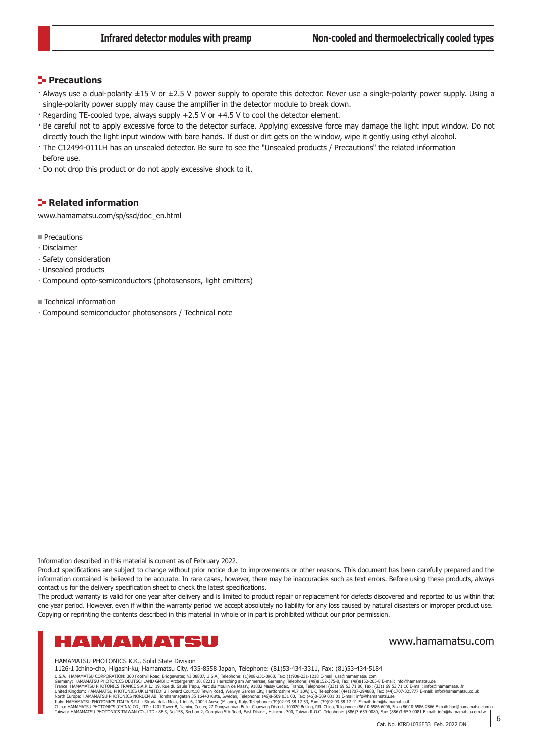## Precautions

- Always use a dual-polarity ±15 V or ±2.5 V power supply to operate this detector. Never use a single-polarity power supply. Using a single-polarity power supply may cause the amplifier in the detector module to break down.
- Regarding TE-cooled type, always supply +2.5 V or +4.5 V to cool the detector element.
- Be careful not to apply excessive force to the detector surface. Applying excessive force may damage the light input window. Do not directly touch the light input window with bare hands. If dust or dirt gets on the window, wipe it gently using ethyl alcohol.
- The C12494-011LH has an unsealed detector. Be sure to see the "Unsealed products / Precautions" the related information before use.
- Do not drop this product or do not apply excessive shock to it.

## Related information

www.hamamatsu.com/sp/ssd/doc_en.html

■ Precautions

- Disclaimer
- Safety consideration
- Unsealed products
- Compound opto-semiconductors (photosensors, light emitters)

■ Technical information

- Compound semiconductor photosensors / Technical note

Information described in this material is current as of February 2022.

Product specifications are subject to change without prior notice due to improvements or other reasons. This document has been carefully prepared and the information contained is believed to be accurate. In rare cases, however, there may be inaccuracies such as text errors. Before using these products, always contact us for the delivery specification sheet to check the latest specifications.

The product warranty is valid for one year after delivery and is limited to product repair or replacement for defects discovered and reported to us within that one year period. However, even if within the warranty period we accept absolutely no liability for any loss caused by natural disasters or improper product use. Copying or reprinting the contents described in this material in whole or in part is prohibited without our prior permission.

HAMAMATSU

www.hamamatsu.com

HAMAMATSU PHOTONICS K.K., Solid State Division
1126-1 Ichino-cho, Higashi-ku, Hamamatsu City, 435-8558 Japan, Telephone: (81)53-434-3311, Fax: (81)53-434-5184
U.S.A.: HAMAMATSU CORPORATION: 360 Foothill Road, Bridgewater, NJ 08807, U.S.A., Telephone: (1)908-231-0960, Fax: (1)908-231-1218 E-mail: usa@hamamatsu.com
Germany: HAMAMATSU PHOTONICS DEUTSCHLAND GMBH.: Arzbergerstr. 10, 82211 Herrsching am Ammersee, Germany, Telephone: (49)8152-375-0, Fax: (49)8152-265-8 E-mail: info@hamamatsu.de
France: HAMAMATSU PHOTONICS FRANCE S.A.R.L.: 19, Rue du Saule Trapu, Parc du Moulin de Massy, 91882 Massy Cedex, France, Telephone: (33)1 69 53 71 00, Fax: (33)1 69 53 71 10 E-mail: infos@hamamatsu.fr
United Kingdom: HAMAMATSU PHOTONICS UK LIMITED: 2 Howard Court,10 Tewin Road, Welwyn Garden City, Hertfordshire AL7 1BW, UK, Telephone: (44)1707-294888, Fax: (44)1707-325777 E-mail: info@hamamatsu.co.uk
North Europe: HAMAMATSU PHOTONICS NORDEN AB: Torshamnsgatan 35 16440 Kista, Sweden, Telephone: (46)8-509 031 00, Fax: (46)8-509 031 01 E-mail: info@hamamatsu.se
Italy: HAMAMATSU PHOTONICS ITALIA S.R.L.: Strada della Moia, 1 int. 6, 20044 Arese (Milano), Italy, Telephone: (39)02-93 58 17 33, Fax: (39)02-93 58 17 41 E-mail: info@hamamatsu.it
China: HAMAMATSU PHOTONICS (CHINA) CO., LTD.: 1201 Tower B, Jiaming Center, 27 Dongsanhuan Beilu, Chaoyang District, 100020 Beijing, P.R. China, Telephone: (86)10-6586-6006, Fax: (86)10-6586-2866 E-mail: hpc@hamamatsu.com.cn
Taiwan: HAMAMATSU PHOTONICS TAIWAN CO., LTD.: 8F-3, No.158, Section 2, Gongdao 5th Road, East District, Hsinchu, 300, Taiwan R.O.C. Telephone: (886)3-659-0080, Fax: (886)3-659-0081 E-mail: info@hamamatsu.com.tw

Cat. No. KIRD1036E33 Feb. 2022 DN